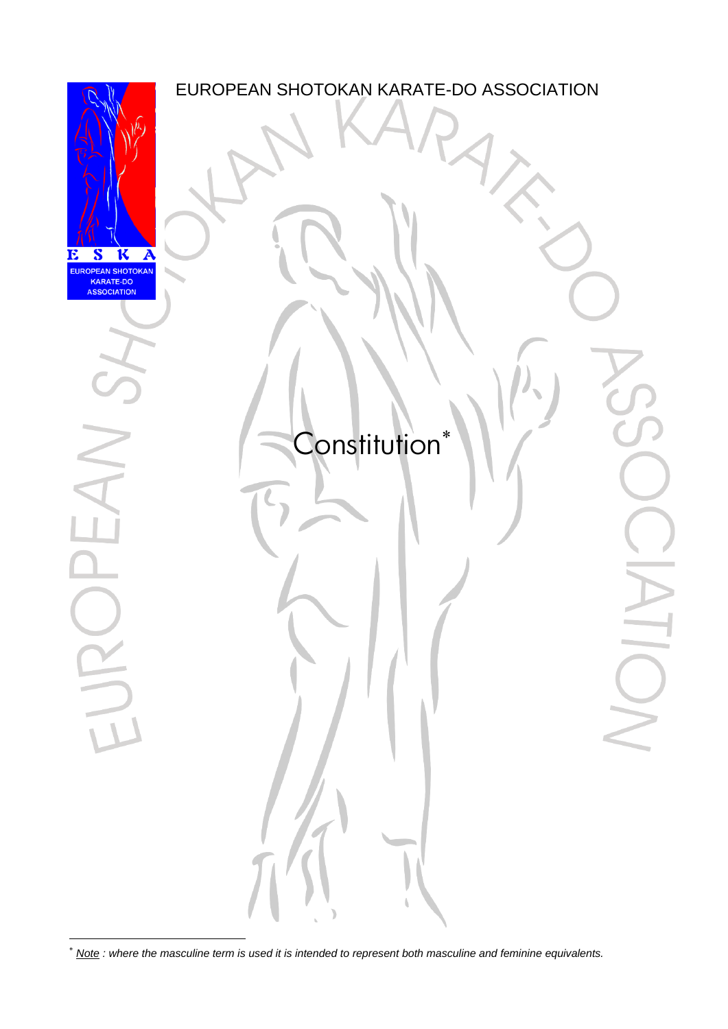EUROPEAN SHOTOKAN KARATE-DO ASSOCIATION

# Constitution*

* *Note : where the masculine term is used it is intended to represent both masculine and feminine equivalents.*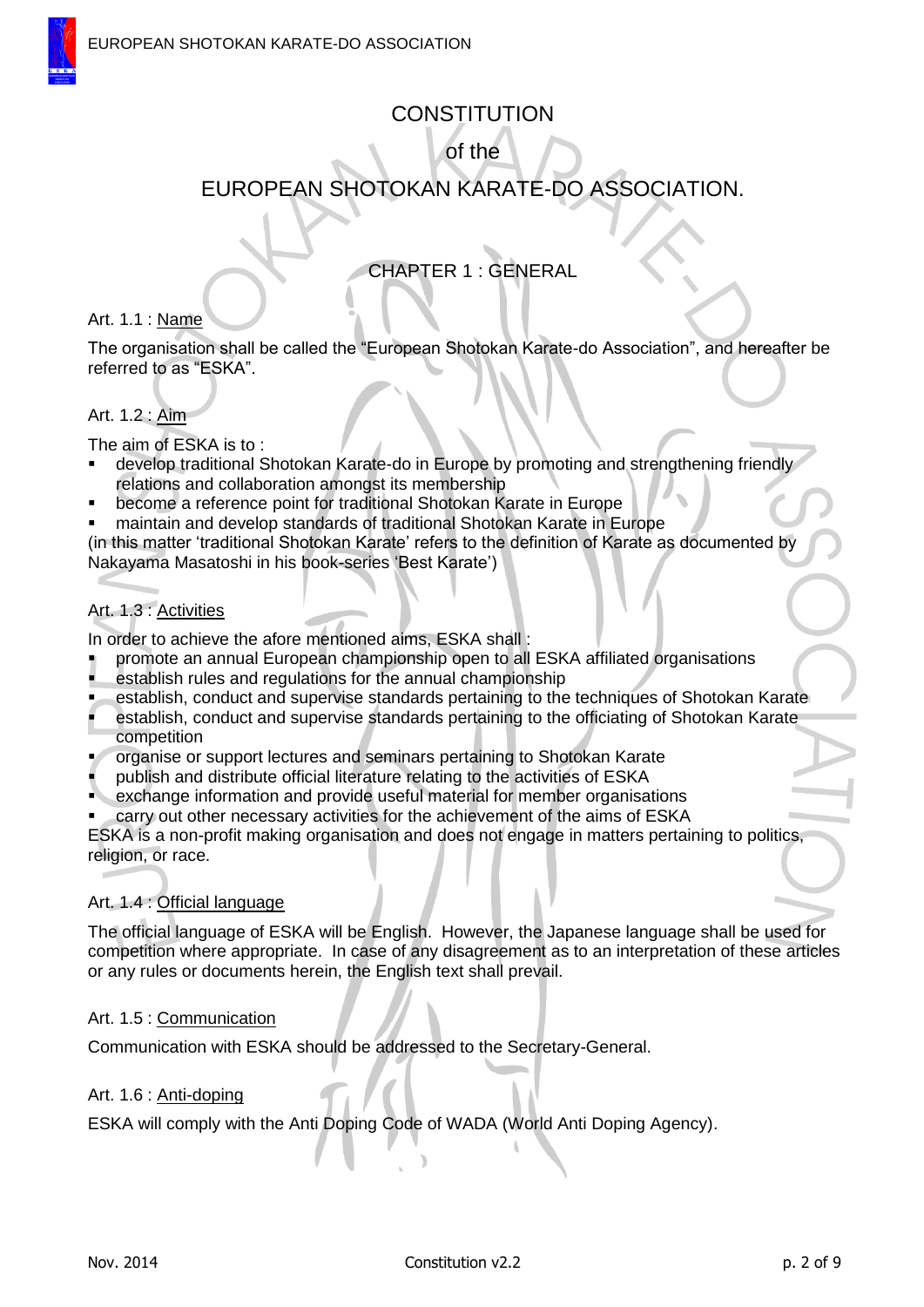# CONSTITUTION

## of the

# EUROPEAN SHOTOKAN KARATE-DO ASSOCIATION.

## CHAPTER 1 : GENERAL

Art. 1.1 : Name

The organisation shall be called the "European Shotokan Karate-do Association", and hereafter be referred to as "ESKA".

Art. 1.2 : Aim

The aim of ESKA is to :

- develop traditional Shotokan Karate-do in Europe by promoting and strengthening friendly relations and collaboration amongst its membership
- become a reference point for traditional Shotokan Karate in Europe
- maintain and develop standards of traditional Shotokan Karate in Europe

(in this matter 'traditional Shotokan Karate' refers to the definition of Karate as documented by Nakayama Masatoshi in his book-series 'Best Karate')

Art. 1.3 : Activities

In order to achieve the afore mentioned aims, ESKA shall :

- promote an annual European championship open to all ESKA affiliated organisations
- establish rules and regulations for the annual championship
- establish, conduct and supervise standards pertaining to the techniques of Shotokan Karate
- establish, conduct and supervise standards pertaining to the officiating of Shotokan Karate competition
- organise or support lectures and seminars pertaining to Shotokan Karate
- publish and distribute official literature relating to the activities of ESKA
- exchange information and provide useful material for member organisations
- carry out other necessary activities for the achievement of the aims of ESKA

ESKA is a non-profit making organisation and does not engage in matters pertaining to politics, religion, or race.

Art. 1.4 : Official language

The official language of ESKA will be English. However, the Japanese language shall be used for competition where appropriate. In case of any disagreement as to an interpretation of these articles or any rules or documents herein, the English text shall prevail.

Art. 1.5 : Communication

Communication with ESKA should be addressed to the Secretary-General.

Art. 1.6 : Anti-doping

ESKA will comply with the Anti Doping Code of WADA (World Anti Doping Agency).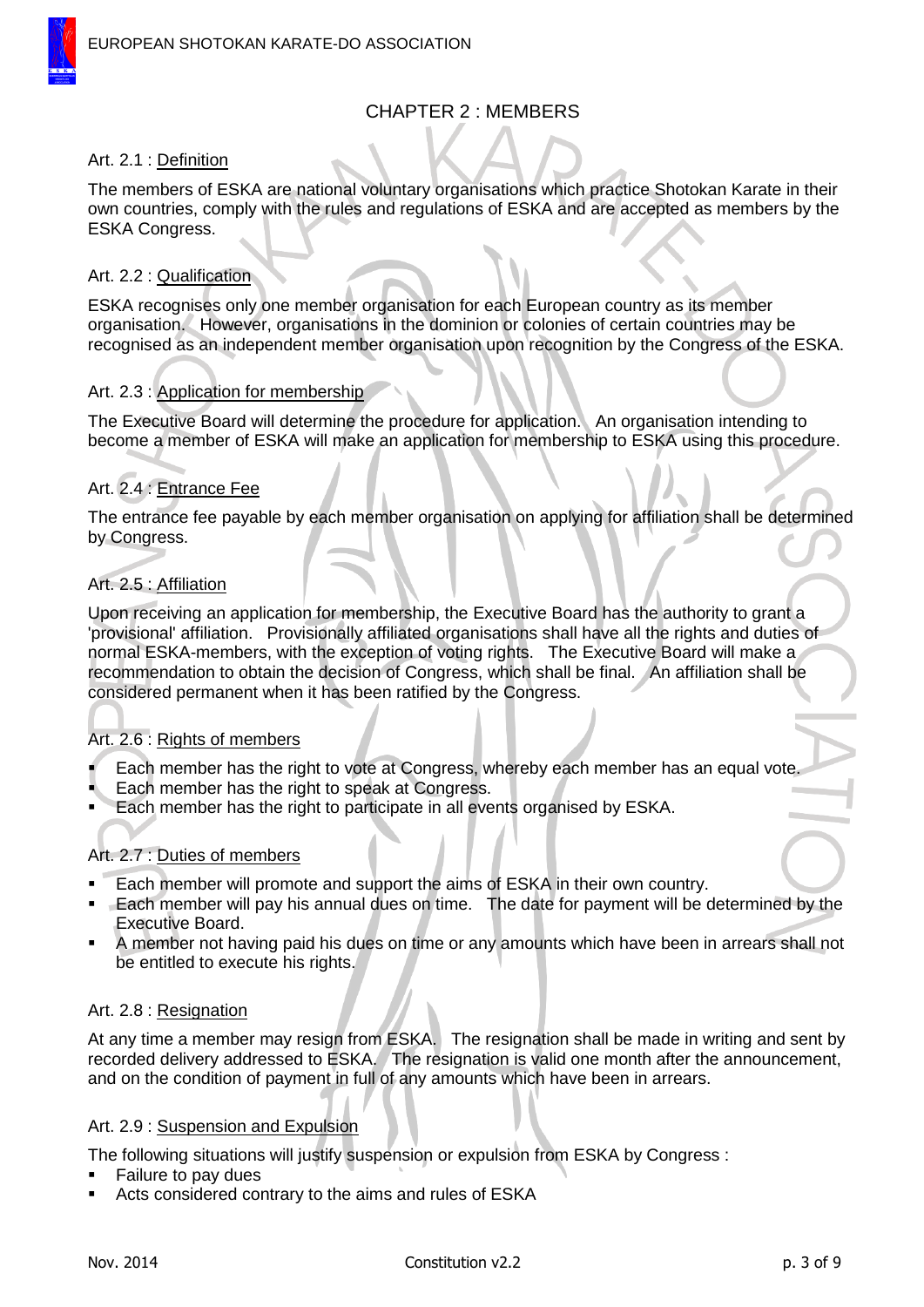## CHAPTER 2 : MEMBERS

### Art. 2.1 : Definition

The members of ESKA are national voluntary organisations which practice Shotokan Karate in their own countries, comply with the rules and regulations of ESKA and are accepted as members by the ESKA Congress.

### Art. 2.2 : Qualification

ESKA recognises only one member organisation for each European country as its member organisation. However, organisations in the dominion or colonies of certain countries may be recognised as an independent member organisation upon recognition by the Congress of the ESKA.

### Art. 2.3 : Application for membership

The Executive Board will determine the procedure for application. An organisation intending to become a member of ESKA will make an application for membership to ESKA using this procedure.

### Art. 2.4 : Entrance Fee

The entrance fee payable by each member organisation on applying for affiliation shall be determined by Congress.

### Art. 2.5 : Affiliation

Upon receiving an application for membership, the Executive Board has the authority to grant a 'provisional' affiliation. Provisionally affiliated organisations shall have all the rights and duties of normal ESKA-members, with the exception of voting rights. The Executive Board will make a recommendation to obtain the decision of Congress, which shall be final. An affiliation shall be considered permanent when it has been ratified by the Congress.

### Art. 2.6 : Rights of members

- Each member has the right to vote at Congress, whereby each member has an equal vote.
- Each member has the right to speak at Congress.
- Each member has the right to participate in all events organised by ESKA.

### Art. 2.7 : Duties of members

- Each member will promote and support the aims of ESKA in their own country.
- Each member will pay his annual dues on time. The date for payment will be determined by the Executive Board.
- A member not having paid his dues on time or any amounts which have been in arrears shall not be entitled to execute his rights.

### Art. 2.8 : Resignation

At any time a member may resign from ESKA. The resignation shall be made in writing and sent by recorded delivery addressed to ESKA. The resignation is valid one month after the announcement, and on the condition of payment in full of any amounts which have been in arrears.

### Art. 2.9 : Suspension and Expulsion

The following situations will justify suspension or expulsion from ESKA by Congress :

- Failure to pay dues
- Acts considered contrary to the aims and rules of ESKA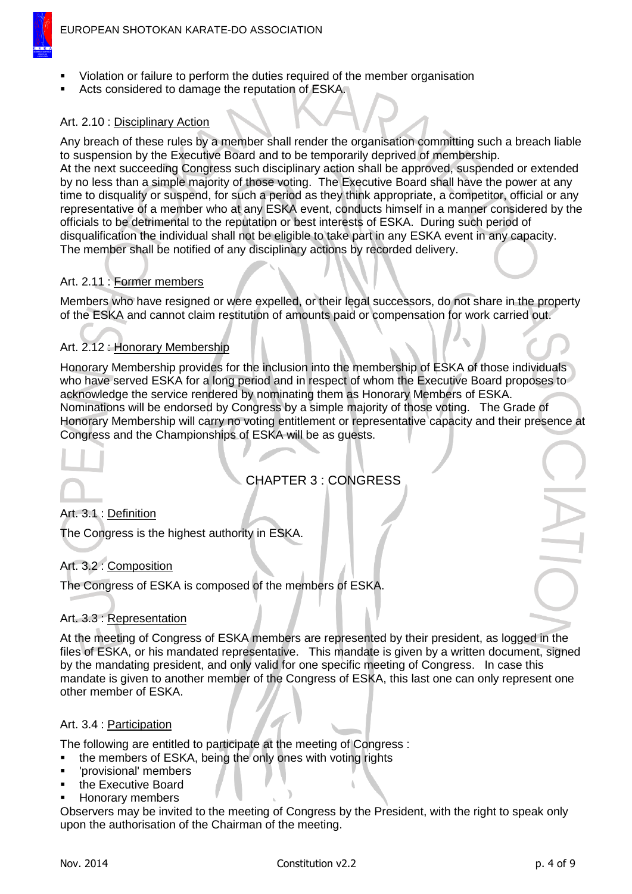- Violation or failure to perform the duties required of the member organisation
- Acts considered to damage the reputation of ESKA.

Art. 2.10 : Disciplinary Action

Any breach of these rules by a member shall render the organisation committing such a breach liable to suspension by the Executive Board and to be temporarily deprived of membership.
At the next succeeding Congress such disciplinary action shall be approved, suspended or extended by no less than a simple majority of those voting. The Executive Board shall have the power at any time to disqualify or suspend, for such a period as they think appropriate, a competitor, official or any representative of a member who at any ESKA event, conducts himself in a manner considered by the officials to be detrimental to the reputation or best interests of ESKA. During such period of disqualification the individual shall not be eligible to take part in any ESKA event in any capacity.
The member shall be notified of any disciplinary actions by recorded delivery.

Art. 2.11 : Former members

Members who have resigned or were expelled, or their legal successors, do not share in the property of the ESKA and cannot claim restitution of amounts paid or compensation for work carried out.

Art. 2.12 : Honorary Membership

Honorary Membership provides for the inclusion into the membership of ESKA of those individuals who have served ESKA for a long period and in respect of whom the Executive Board proposes to acknowledge the service rendered by nominating them as Honorary Members of ESKA.
Nominations will be endorsed by Congress by a simple majority of those voting. The Grade of Honorary Membership will carry no voting entitlement or representative capacity and their presence at Congress and the Championships of ESKA will be as guests.

## CHAPTER 3 : CONGRESS

Art. 3.1 : Definition

The Congress is the highest authority in ESKA.

Art. 3.2 : Composition

The Congress of ESKA is composed of the members of ESKA.

Art. 3.3 : Representation

At the meeting of Congress of ESKA members are represented by their president, as logged in the files of ESKA, or his mandated representative. This mandate is given by a written document, signed by the mandating president, and only valid for one specific meeting of Congress. In case this mandate is given to another member of the Congress of ESKA, this last one can only represent one other member of ESKA.

Art. 3.4 : Participation

The following are entitled to participate at the meeting of Congress :

- the members of ESKA, being the only ones with voting rights
- 'provisional' members
- the Executive Board
- Honorary members

Observers may be invited to the meeting of Congress by the President, with the right to speak only upon the authorisation of the Chairman of the meeting.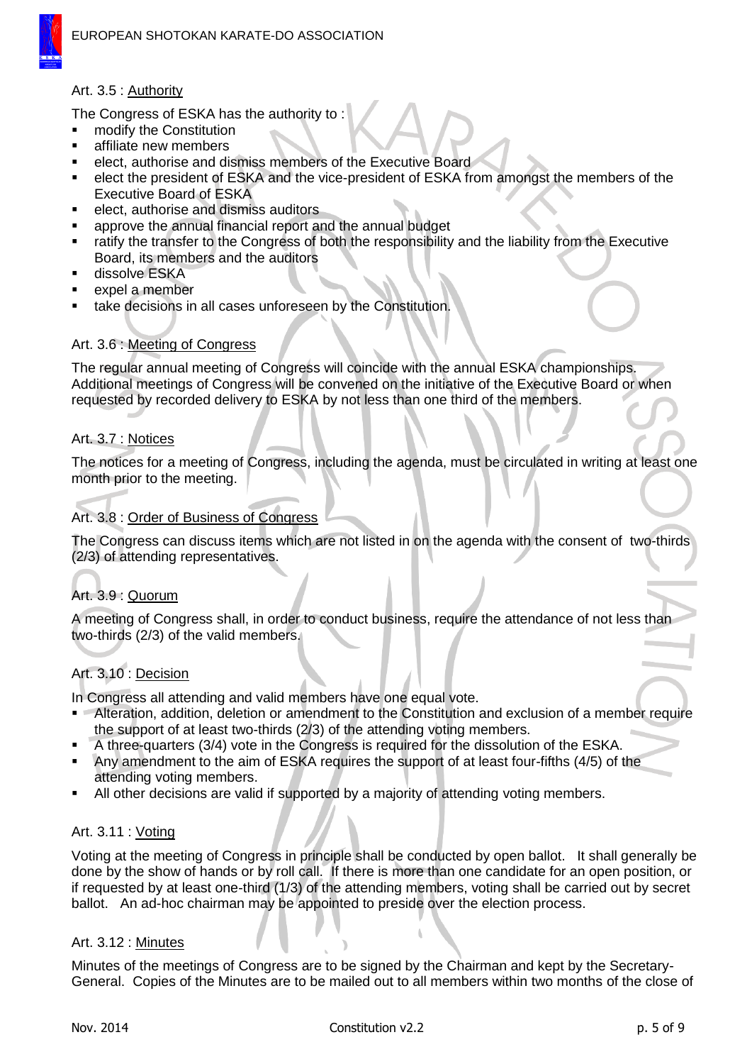Art. 3.5 : Authority

The Congress of ESKA has the authority to :

- modify the Constitution
- affiliate new members
- elect, authorise and dismiss members of the Executive Board
- elect the president of ESKA and the vice-president of ESKA from amongst the members of the Executive Board of ESKA
- elect, authorise and dismiss auditors
- approve the annual financial report and the annual budget
- ratify the transfer to the Congress of both the responsibility and the liability from the Executive Board, its members and the auditors
- dissolve ESKA
- expel a member
- take decisions in all cases unforeseen by the Constitution.

Art. 3.6 : Meeting of Congress

The regular annual meeting of Congress will coincide with the annual ESKA championships. Additional meetings of Congress will be convened on the initiative of the Executive Board or when requested by recorded delivery to ESKA by not less than one third of the members.

Art. 3.7 : Notices

The notices for a meeting of Congress, including the agenda, must be circulated in writing at least one month prior to the meeting.

Art. 3.8 : Order of Business of Congress

The Congress can discuss items which are not listed in on the agenda with the consent of two-thirds (2/3) of attending representatives.

Art. 3.9 : Quorum

A meeting of Congress shall, in order to conduct business, require the attendance of not less than two-thirds (2/3) of the valid members.

Art. 3.10 : Decision

In Congress all attending and valid members have one equal vote.

- Alteration, addition, deletion or amendment to the Constitution and exclusion of a member require the support of at least two-thirds (2/3) of the attending voting members.
- A three-quarters (3/4) vote in the Congress is required for the dissolution of the ESKA.
- Any amendment to the aim of ESKA requires the support of at least four-fifths (4/5) of the attending voting members.
- All other decisions are valid if supported by a majority of attending voting members.

Art. 3.11 : Voting

Voting at the meeting of Congress in principle shall be conducted by open ballot. It shall generally be done by the show of hands or by roll call. If there is more than one candidate for an open position, or if requested by at least one-third (1/3) of the attending members, voting shall be carried out by secret ballot. An ad-hoc chairman may be appointed to preside over the election process.

Art. 3.12 : Minutes

Minutes of the meetings of Congress are to be signed by the Chairman and kept by the Secretary-General. Copies of the Minutes are to be mailed out to all members within two months of the close of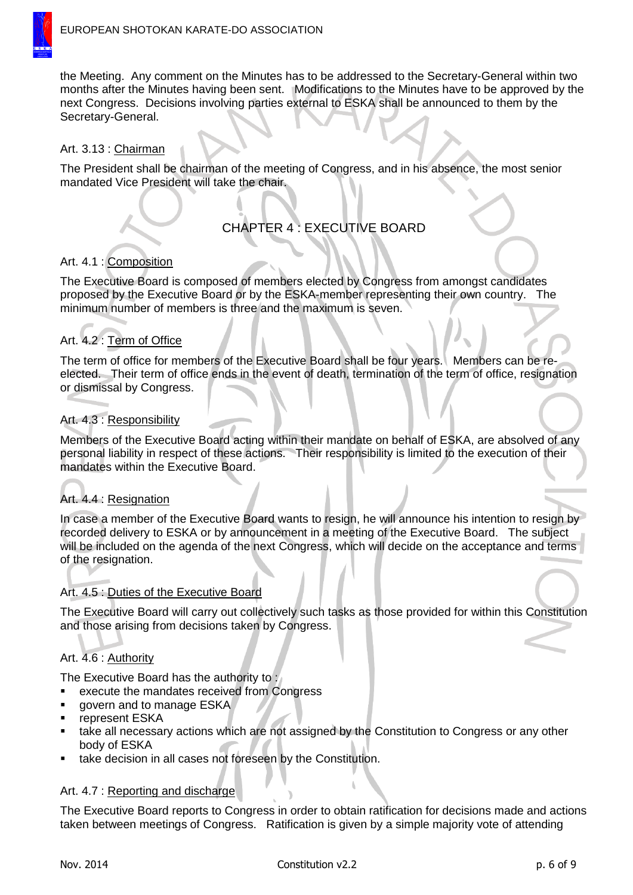the Meeting. Any comment on the Minutes has to be addressed to the Secretary-General within two months after the Minutes having been sent. Modifications to the Minutes have to be approved by the next Congress. Decisions involving parties external to ESKA shall be announced to them by the Secretary-General.

Art. 3.13 : Chairman

The President shall be chairman of the meeting of Congress, and in his absence, the most senior mandated Vice President will take the chair.

## CHAPTER 4 : EXECUTIVE BOARD

Art. 4.1 : Composition

The Executive Board is composed of members elected by Congress from amongst candidates proposed by the Executive Board or by the ESKA-member representing their own country. The minimum number of members is three and the maximum is seven.

Art. 4.2 : Term of Office

The term of office for members of the Executive Board shall be four years. Members can be re-elected. Their term of office ends in the event of death, termination of the term of office, resignation or dismissal by Congress.

Art. 4.3 : Responsibility

Members of the Executive Board acting within their mandate on behalf of ESKA, are absolved of any personal liability in respect of these actions. Their responsibility is limited to the execution of their mandates within the Executive Board.

Art. 4.4 : Resignation

In case a member of the Executive Board wants to resign, he will announce his intention to resign by recorded delivery to ESKA or by announcement in a meeting of the Executive Board. The subject will be included on the agenda of the next Congress, which will decide on the acceptance and terms of the resignation.

Art. 4.5 : Duties of the Executive Board

The Executive Board will carry out collectively such tasks as those provided for within this Constitution and those arising from decisions taken by Congress.

Art. 4.6 : Authority

The Executive Board has the authority to :

- execute the mandates received from Congress
- govern and to manage ESKA
- represent ESKA
- take all necessary actions which are not assigned by the Constitution to Congress or any other body of ESKA
- take decision in all cases not foreseen by the Constitution.

Art. 4.7 : Reporting and discharge

The Executive Board reports to Congress in order to obtain ratification for decisions made and actions taken between meetings of Congress. Ratification is given by a simple majority vote of attending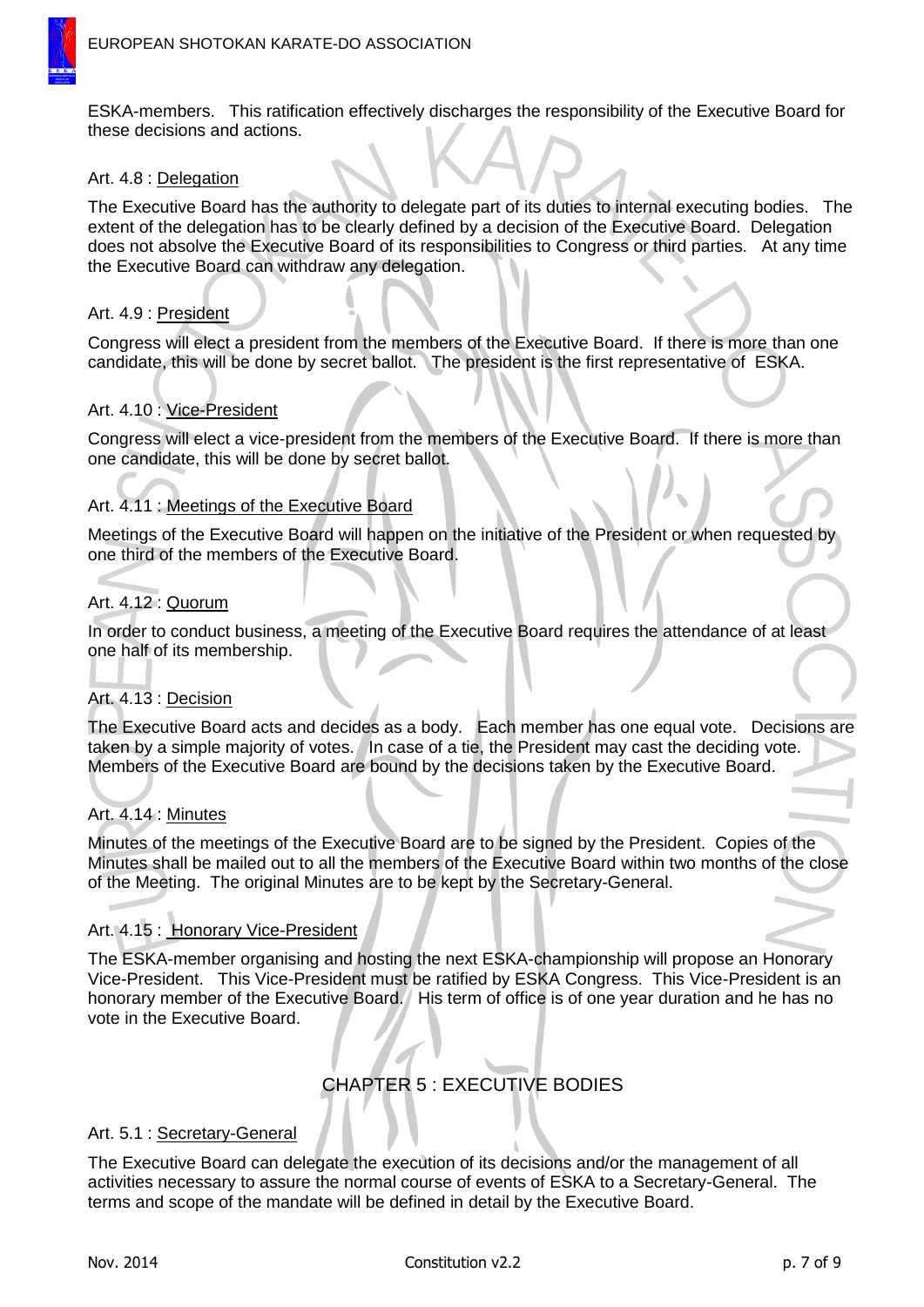ESKA-members. This ratification effectively discharges the responsibility of the Executive Board for these decisions and actions.

Art. 4.8 : Delegation

The Executive Board has the authority to delegate part of its duties to internal executing bodies. The extent of the delegation has to be clearly defined by a decision of the Executive Board. Delegation does not absolve the Executive Board of its responsibilities to Congress or third parties. At any time the Executive Board can withdraw any delegation.

Art. 4.9 : President

Congress will elect a president from the members of the Executive Board. If there is more than one candidate, this will be done by secret ballot. The president is the first representative of ESKA.

Art. 4.10 : Vice-President

Congress will elect a vice-president from the members of the Executive Board. If there is more than one candidate, this will be done by secret ballot.

Art. 4.11 : Meetings of the Executive Board

Meetings of the Executive Board will happen on the initiative of the President or when requested by one third of the members of the Executive Board.

Art. 4.12 : Quorum

In order to conduct business, a meeting of the Executive Board requires the attendance of at least one half of its membership.

Art. 4.13 : Decision

The Executive Board acts and decides as a body. Each member has one equal vote. Decisions are taken by a simple majority of votes. In case of a tie, the President may cast the deciding vote. Members of the Executive Board are bound by the decisions taken by the Executive Board.

Art. 4.14 : Minutes

Minutes of the meetings of the Executive Board are to be signed by the President. Copies of the Minutes shall be mailed out to all the members of the Executive Board within two months of the close of the Meeting. The original Minutes are to be kept by the Secretary-General.

Art. 4.15 : Honorary Vice-President

The ESKA-member organising and hosting the next ESKA-championship will propose an Honorary Vice-President. This Vice-President must be ratified by ESKA Congress. This Vice-President is an honorary member of the Executive Board. His term of office is of one year duration and he has no vote in the Executive Board.

## CHAPTER 5 : EXECUTIVE BODIES

Art. 5.1 : Secretary-General

The Executive Board can delegate the execution of its decisions and/or the management of all activities necessary to assure the normal course of events of ESKA to a Secretary-General. The terms and scope of the mandate will be defined in detail by the Executive Board.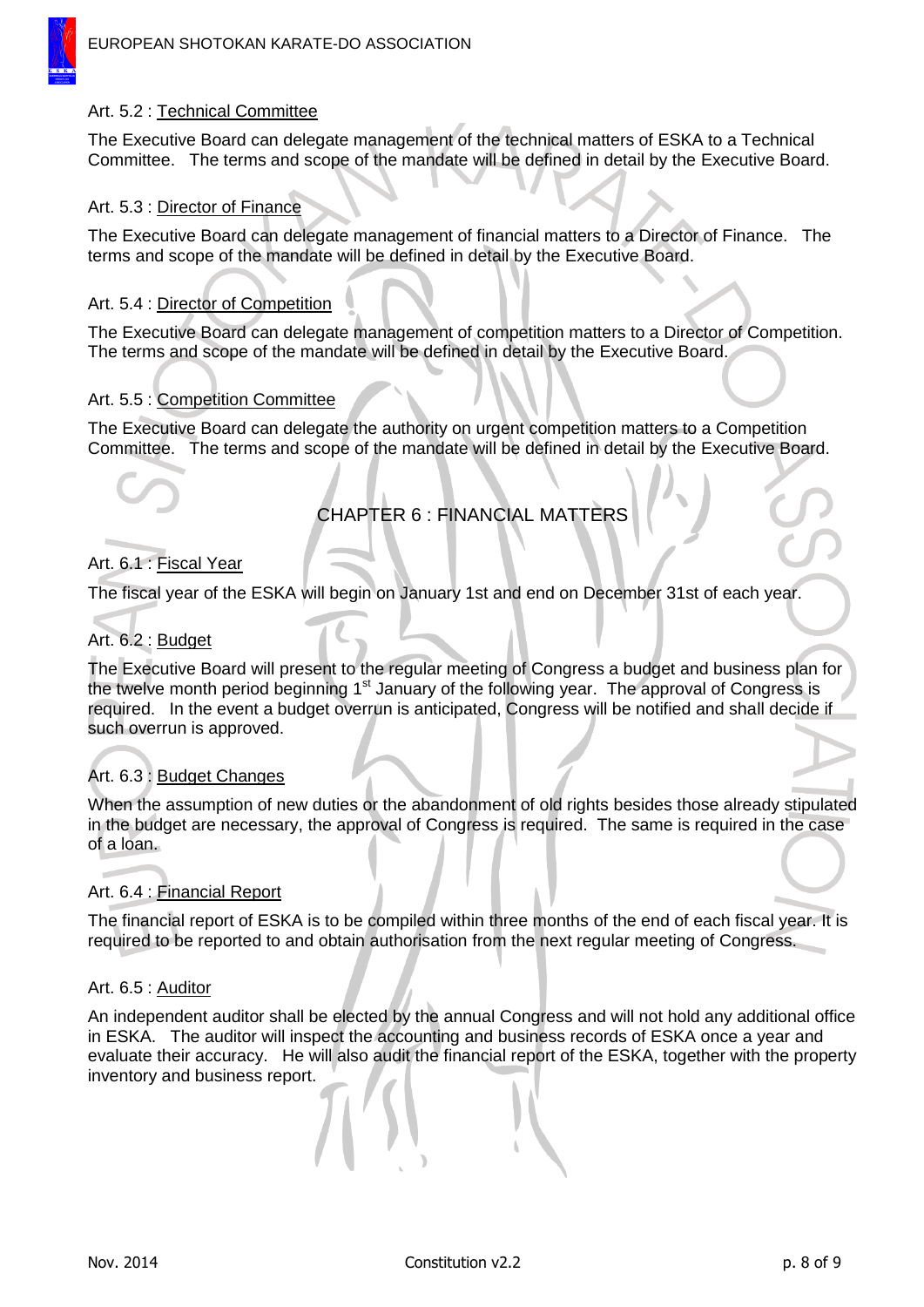Art. 5.2 : Technical Committee

The Executive Board can delegate management of the technical matters of ESKA to a Technical Committee. The terms and scope of the mandate will be defined in detail by the Executive Board.

Art. 5.3 : Director of Finance

The Executive Board can delegate management of financial matters to a Director of Finance. The terms and scope of the mandate will be defined in detail by the Executive Board.

Art. 5.4 : Director of Competition

The Executive Board can delegate management of competition matters to a Director of Competition. The terms and scope of the mandate will be defined in detail by the Executive Board.

Art. 5.5 : Competition Committee

The Executive Board can delegate the authority on urgent competition matters to a Competition Committee. The terms and scope of the mandate will be defined in detail by the Executive Board.

## CHAPTER 6 : FINANCIAL MATTERS

Art. 6.1 : Fiscal Year

The fiscal year of the ESKA will begin on January 1st and end on December 31st of each year.

Art. 6.2 : Budget

The Executive Board will present to the regular meeting of Congress a budget and business plan for the twelve month period beginning 1st January of the following year. The approval of Congress is required. In the event a budget overrun is anticipated, Congress will be notified and shall decide if such overrun is approved.

Art. 6.3 : Budget Changes

When the assumption of new duties or the abandonment of old rights besides those already stipulated in the budget are necessary, the approval of Congress is required. The same is required in the case of a loan.

Art. 6.4 : Financial Report

The financial report of ESKA is to be compiled within three months of the end of each fiscal year. It is required to be reported to and obtain authorisation from the next regular meeting of Congress.

Art. 6.5 : Auditor

An independent auditor shall be elected by the annual Congress and will not hold any additional office in ESKA. The auditor will inspect the accounting and business records of ESKA once a year and evaluate their accuracy. He will also audit the financial report of the ESKA, together with the property inventory and business report.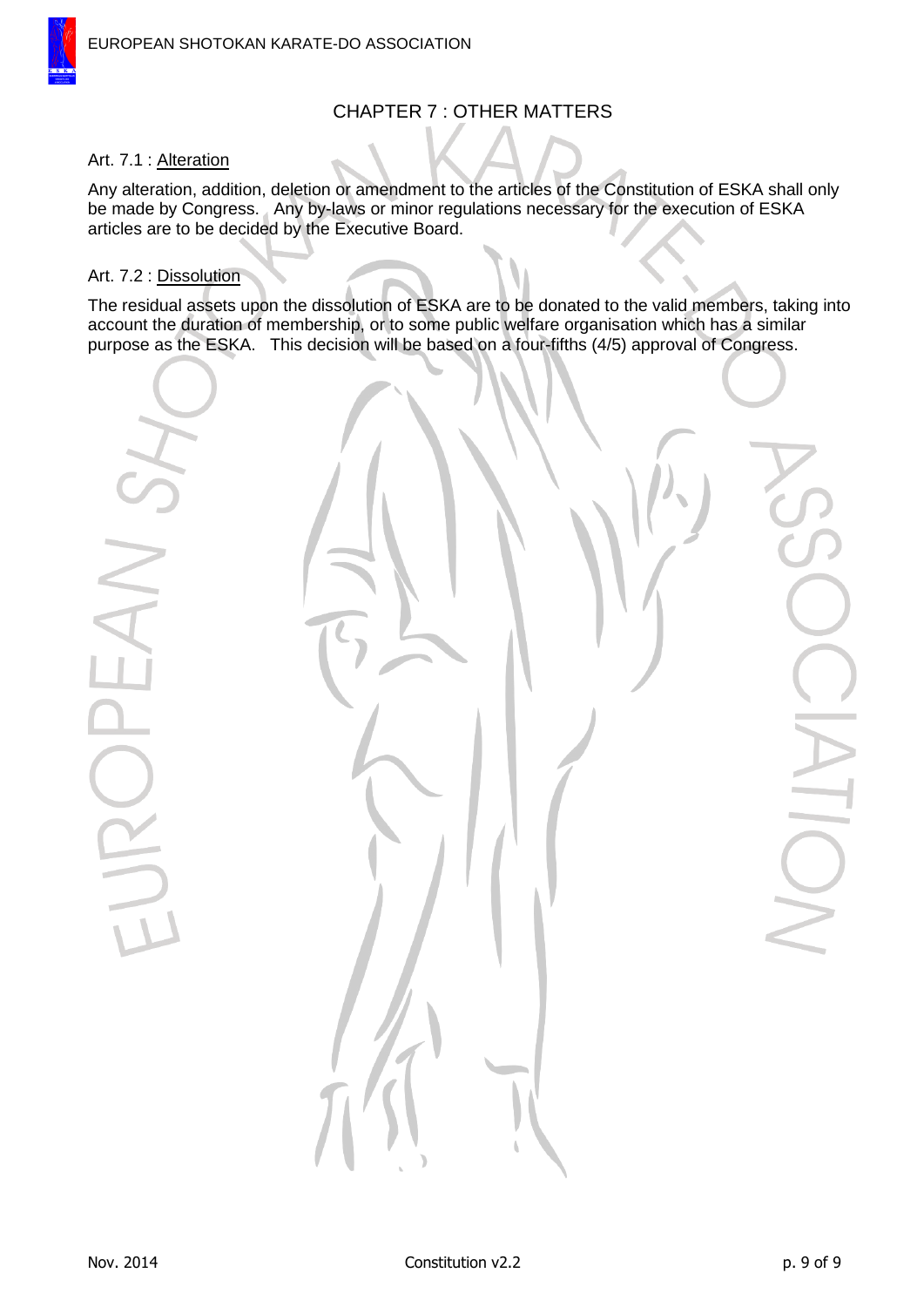## CHAPTER 7 : OTHER MATTERS

### Art. 7.1 : Alteration

Any alteration, addition, deletion or amendment to the articles of the Constitution of ESKA shall only be made by Congress. Any by-laws or minor regulations necessary for the execution of ESKA articles are to be decided by the Executive Board.

### Art. 7.2 : Dissolution

The residual assets upon the dissolution of ESKA are to be donated to the valid members, taking into account the duration of membership, or to some public welfare organisation which has a similar purpose as the ESKA. This decision will be based on a four-fifths (4/5) approval of Congress.